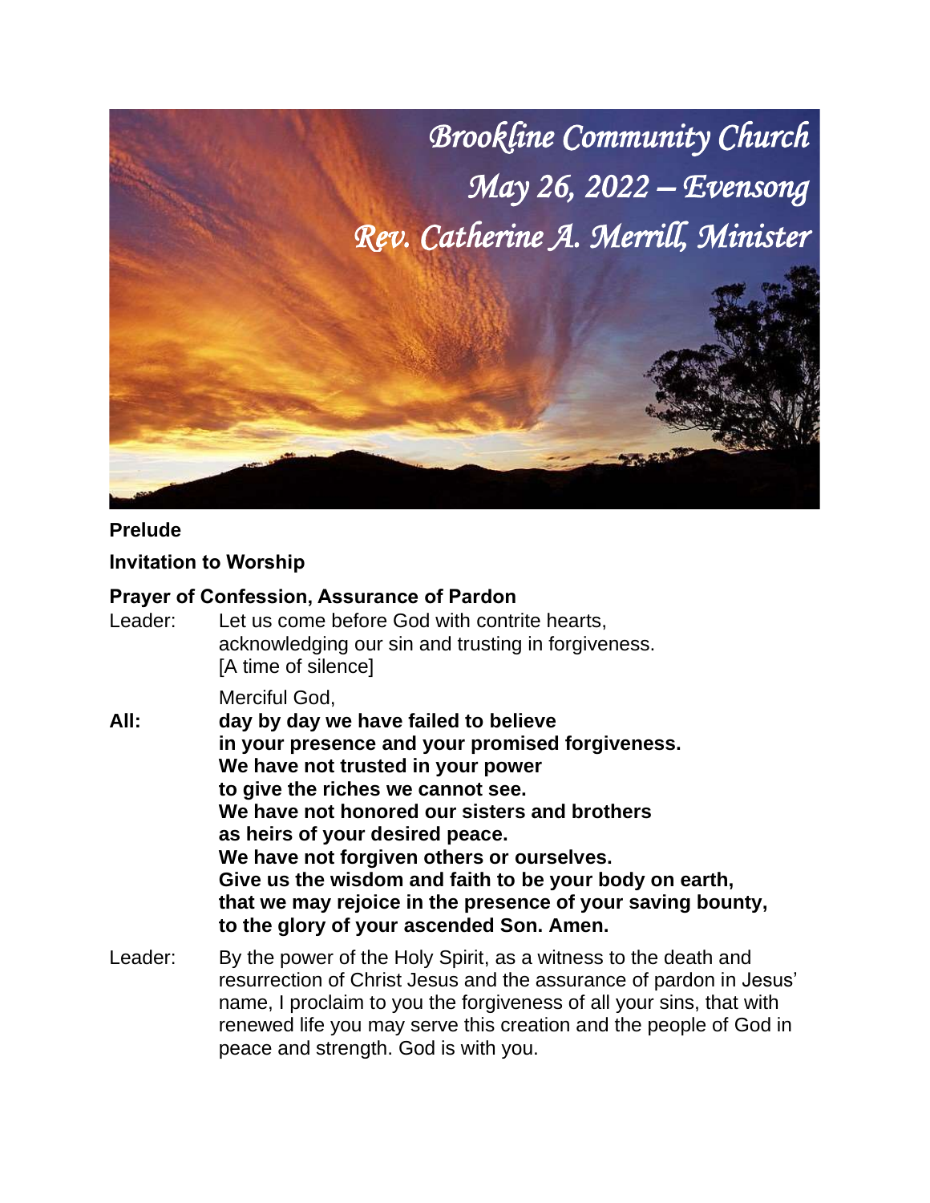*Brookline Community Church*

*May 26, 2022 – Evensong*

*Rev. Catherine A. Merrill, Minister*

**Prelude**

**Invitation to Worship**

**Prayer of Confession, Assurance of Pardon**

Leader: Let us come before God with contrite hearts,
acknowledging our sin and trusting in forgiveness.
[A time of silence]

Merciful God,

**All: day by day we have failed to believe**
**in your presence and your promised forgiveness.**
**We have not trusted in your power**
**to give the riches we cannot see.**
**We have not honored our sisters and brothers**
**as heirs of your desired peace.**
**We have not forgiven others or ourselves.**
**Give us the wisdom and faith to be your body on earth,**
**that we may rejoice in the presence of your saving bounty,**
**to the glory of your ascended Son. Amen.**

Leader: By the power of the Holy Spirit, as a witness to the death and resurrection of Christ Jesus and the assurance of pardon in Jesus' name, I proclaim to you the forgiveness of all your sins, that with renewed life you may serve this creation and the people of God in peace and strength. God is with you.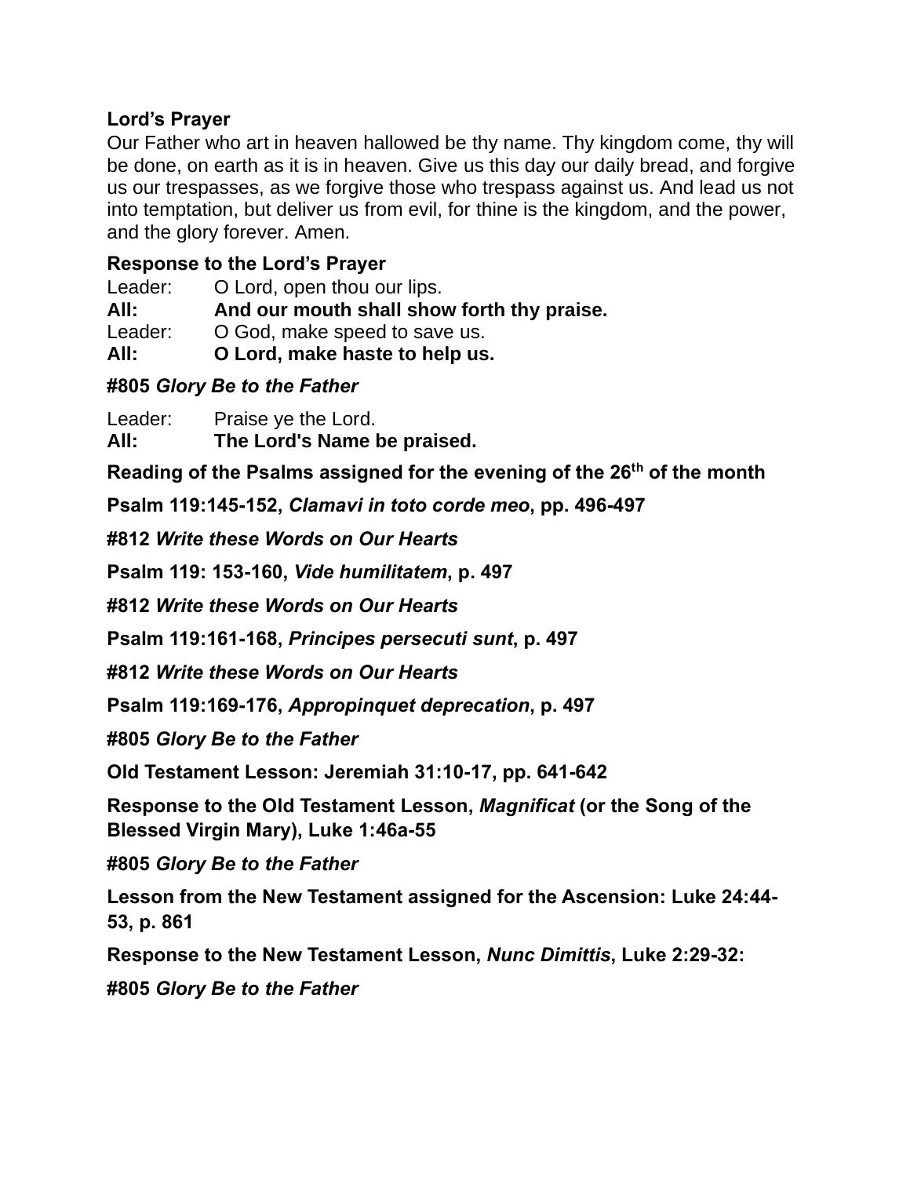**Lord's Prayer**

Our Father who art in heaven hallowed be thy name. Thy kingdom come, thy will be done, on earth as it is in heaven. Give us this day our daily bread, and forgive us our trespasses, as we forgive those who trespass against us. And lead us not into temptation, but deliver us from evil, for thine is the kingdom, and the power, and the glory forever. Amen.

**Response to the Lord's Prayer**

Leader: O Lord, open thou our lips.
**All: And our mouth shall show forth thy praise.**
Leader: O God, make speed to save us.
**All: O Lord, make haste to help us.**

**#805** ***Glory Be to the Father***

Leader: Praise ye the Lord.
**All: The Lord's Name be praised.**

**Reading of the Psalms assigned for the evening of the 26th of the month**

**Psalm 119:145-152,** ***Clamavi in toto corde meo*****, pp. 496-497**

**#812** ***Write these Words on Our Hearts***

**Psalm 119: 153-160,** ***Vide humilitatem*****, p. 497**

**#812** ***Write these Words on Our Hearts***

**Psalm 119:161-168,** ***Principes persecuti sunt*****, p. 497**

**#812** ***Write these Words on Our Hearts***

**Psalm 119:169-176,** ***Appropinquet deprecation*****, p. 497**

**#805** ***Glory Be to the Father***

**Old Testament Lesson: Jeremiah 31:10-17, pp. 641-642**

**Response to the Old Testament Lesson,** ***Magnificat*** **(or the Song of the Blessed Virgin Mary), Luke 1:46a-55**

**#805** ***Glory Be to the Father***

**Lesson from the New Testament assigned for the Ascension: Luke 24:44-53, p. 861**

**Response to the New Testament Lesson,** ***Nunc Dimittis*****, Luke 2:29-32:**

**#805** ***Glory Be to the Father***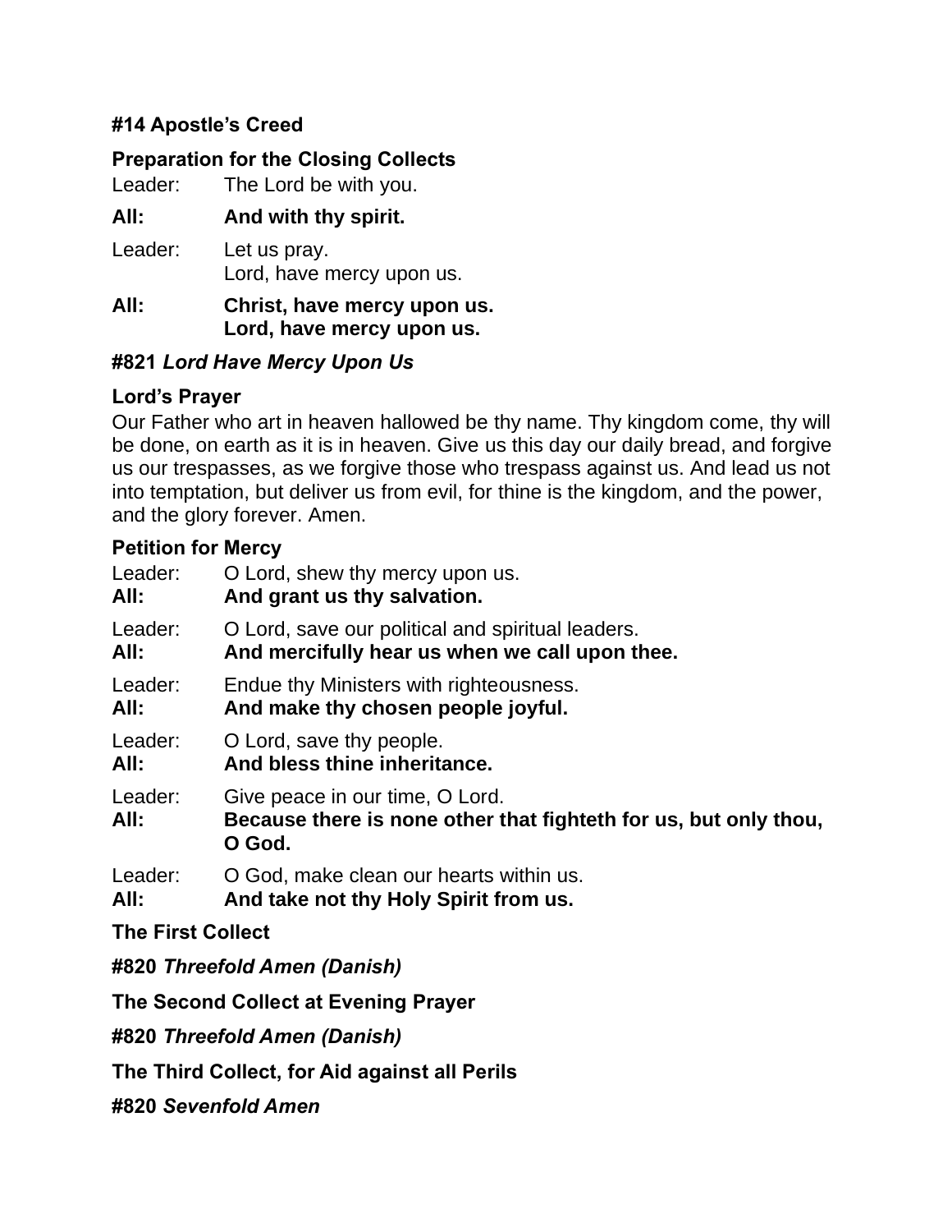**#14 Apostle's Creed**

**Preparation for the Closing Collects**

Leader: The Lord be with you.

**All: And with thy spirit.**

Leader: Let us pray.
Lord, have mercy upon us.

**All: Christ, have mercy upon us.
Lord, have mercy upon us.**

**#821 *Lord Have Mercy Upon Us***

**Lord's Prayer**

Our Father who art in heaven hallowed be thy name. Thy kingdom come, thy will be done, on earth as it is in heaven. Give us this day our daily bread, and forgive us our trespasses, as we forgive those who trespass against us. And lead us not into temptation, but deliver us from evil, for thine is the kingdom, and the power, and the glory forever. Amen.

**Petition for Mercy**

Leader: O Lord, shew thy mercy upon us.
**All: And grant us thy salvation.**

Leader: O Lord, save our political and spiritual leaders.
**All: And mercifully hear us when we call upon thee.**

Leader: Endue thy Ministers with righteousness.
**All: And make thy chosen people joyful.**

Leader: O Lord, save thy people.
**All: And bless thine inheritance.**

Leader: Give peace in our time, O Lord.
**All: Because there is none other that fighteth for us, but only thou, O God.**

Leader: O God, make clean our hearts within us.
**All: And take not thy Holy Spirit from us.**

**The First Collect**

**#820 *Threefold Amen (Danish)***

**The Second Collect at Evening Prayer**

**#820 *Threefold Amen (Danish)***

**The Third Collect, for Aid against all Perils**

**#820 *Sevenfold Amen***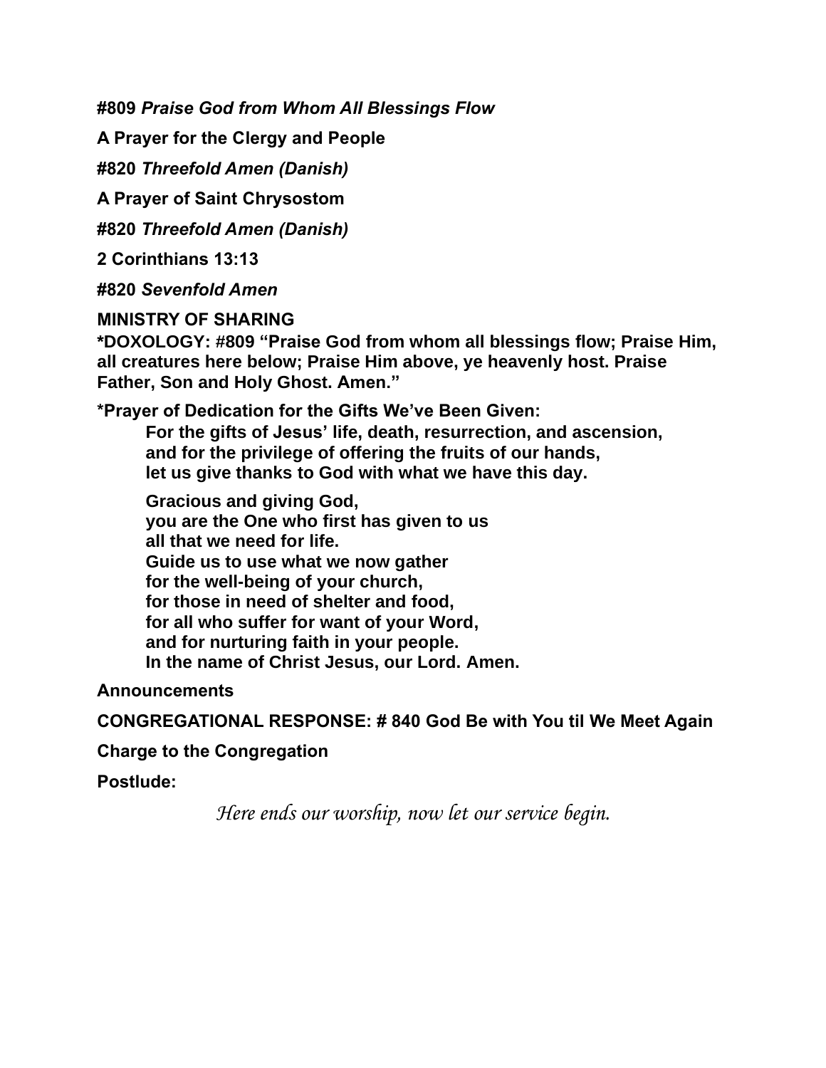**#809 *Praise God from Whom All Blessings Flow***

**A Prayer for the Clergy and People**

**#820 *Threefold Amen (Danish)***

**A Prayer of Saint Chrysostom**

**#820 *Threefold Amen (Danish)***

**2 Corinthians 13:13**

**#820 *Sevenfold Amen***

**MINISTRY OF SHARING**

***DOXOLOGY: #809 "Praise God from whom all blessings flow; Praise Him, all creatures here below; Praise Him above, ye heavenly host. Praise Father, Son and Holy Ghost. Amen."**

***Prayer of Dedication for the Gifts We've Been Given:**

> **For the gifts of Jesus' life, death, resurrection, and ascension,**
> **and for the privilege of offering the fruits of our hands,**
> **let us give thanks to God with what we have this day.**
>
> **Gracious and giving God,**
> **you are the One who first has given to us**
> **all that we need for life.**
> **Guide us to use what we now gather**
> **for the well-being of your church,**
> **for those in need of shelter and food,**
> **for all who suffer for want of your Word,**
> **and for nurturing faith in your people.**
> **In the name of Christ Jesus, our Lord. Amen.**

**Announcements**

**CONGREGATIONAL RESPONSE: # 840 God Be with You til We Meet Again**

**Charge to the Congregation**

**Postlude:**

*Here ends our worship, now let our service begin.*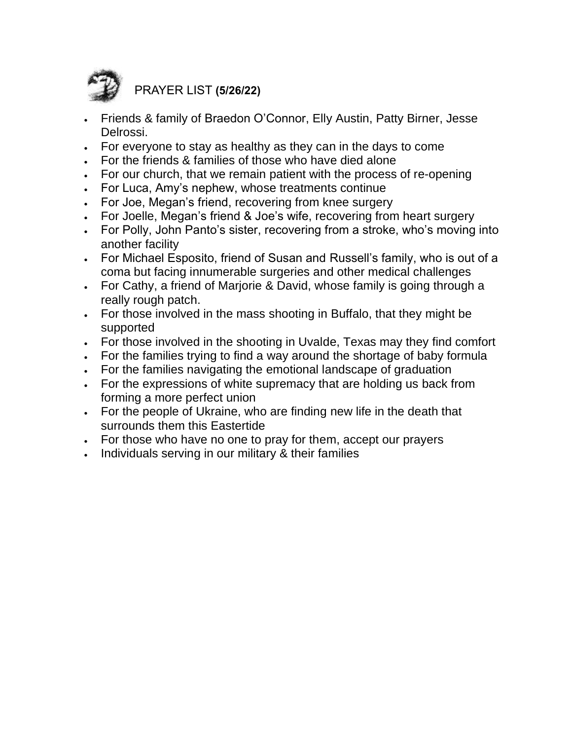## PRAYER LIST **(5/26/22)**

- Friends & family of Braedon O'Connor, Elly Austin, Patty Birner, Jesse Delrossi.
- For everyone to stay as healthy as they can in the days to come
- For the friends & families of those who have died alone
- For our church, that we remain patient with the process of re-opening
- For Luca, Amy's nephew, whose treatments continue
- For Joe, Megan's friend, recovering from knee surgery
- For Joelle, Megan's friend & Joe's wife, recovering from heart surgery
- For Polly, John Panto's sister, recovering from a stroke, who's moving into another facility
- For Michael Esposito, friend of Susan and Russell's family, who is out of a coma but facing innumerable surgeries and other medical challenges
- For Cathy, a friend of Marjorie & David, whose family is going through a really rough patch.
- For those involved in the mass shooting in Buffalo, that they might be supported
- For those involved in the shooting in Uvalde, Texas may they find comfort
- For the families trying to find a way around the shortage of baby formula
- For the families navigating the emotional landscape of graduation
- For the expressions of white supremacy that are holding us back from forming a more perfect union
- For the people of Ukraine, who are finding new life in the death that surrounds them this Eastertide
- For those who have no one to pray for them, accept our prayers
- Individuals serving in our military & their families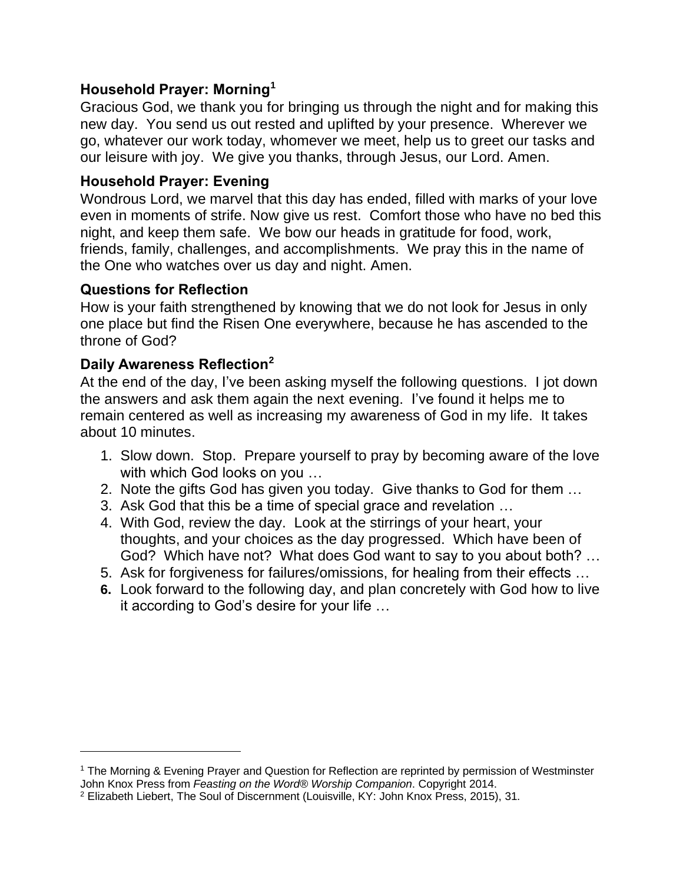### Household Prayer: Morning[1]

Gracious God, we thank you for bringing us through the night and for making this new day. You send us out rested and uplifted by your presence. Wherever we go, whatever our work today, whomever we meet, help us to greet our tasks and our leisure with joy. We give you thanks, through Jesus, our Lord. Amen.

### Household Prayer: Evening

Wondrous Lord, we marvel that this day has ended, filled with marks of your love even in moments of strife. Now give us rest. Comfort those who have no bed this night, and keep them safe. We bow our heads in gratitude for food, work, friends, family, challenges, and accomplishments. We pray this in the name of the One who watches over us day and night. Amen.

### Questions for Reflection

How is your faith strengthened by knowing that we do not look for Jesus in only one place but find the Risen One everywhere, because he has ascended to the throne of God?

### Daily Awareness Reflection[2]

At the end of the day, I've been asking myself the following questions. I jot down the answers and ask them again the next evening. I've found it helps me to remain centered as well as increasing my awareness of God in my life. It takes about 10 minutes.

1. Slow down. Stop. Prepare yourself to pray by becoming aware of the love with which God looks on you …
2. Note the gifts God has given you today. Give thanks to God for them …
3. Ask God that this be a time of special grace and revelation …
4. With God, review the day. Look at the stirrings of your heart, your thoughts, and your choices as the day progressed. Which have been of God? Which have not? What does God want to say to you about both? …
5. Ask for forgiveness for failures/omissions, for healing from their effects …
6. Look forward to the following day, and plan concretely with God how to live it according to God's desire for your life …

---

[1] The Morning & Evening Prayer and Question for Reflection are reprinted by permission of Westminster John Knox Press from *Feasting on the Word® Worship Companion*. Copyright 2014.

[2] Elizabeth Liebert, The Soul of Discernment (Louisville, KY: John Knox Press, 2015), 31.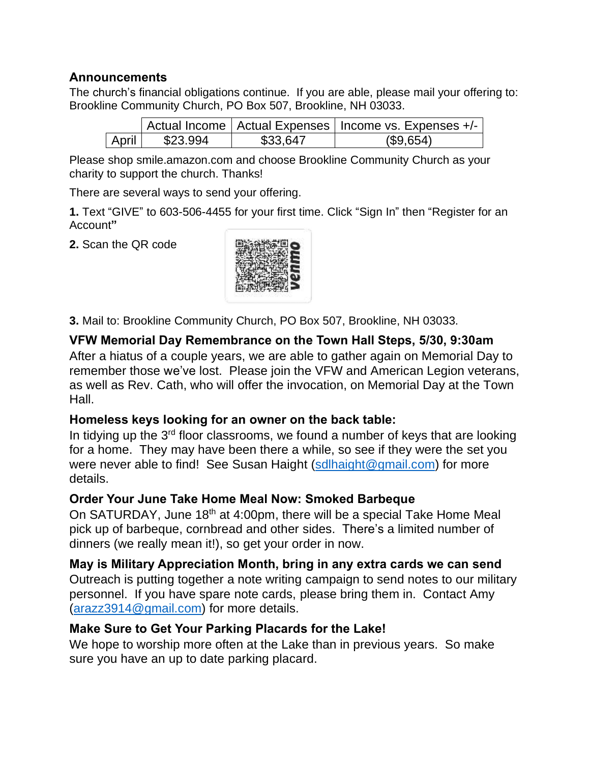**Announcements**

The church's financial obligations continue. If you are able, please mail your offering to: Brookline Community Church, PO Box 507, Brookline, NH 03033.

| | Actual Income | Actual Expenses | Income vs. Expenses +/- |
|---|---|---|---|
| April | $23.994 | $33,647 | ($9,654) |

Please shop smile.amazon.com and choose Brookline Community Church as your charity to support the church. Thanks!

There are several ways to send your offering.

**1.** Text "GIVE" to 603-506-4455 for your first time. Click "Sign In" then "Register for an Account**"**

**2.** Scan the QR code

**3.** Mail to: Brookline Community Church, PO Box 507, Brookline, NH 03033.

**VFW Memorial Day Remembrance on the Town Hall Steps, 5/30, 9:30am**

After a hiatus of a couple years, we are able to gather again on Memorial Day to remember those we've lost. Please join the VFW and American Legion veterans, as well as Rev. Cath, who will offer the invocation, on Memorial Day at the Town Hall.

**Homeless keys looking for an owner on the back table:**

In tidying up the 3rd floor classrooms, we found a number of keys that are looking for a home. They may have been there a while, so see if they were the set you were never able to find! See Susan Haight (sdlhaight@gmail.com) for more details.

**Order Your June Take Home Meal Now: Smoked Barbeque**

On SATURDAY, June 18th at 4:00pm, there will be a special Take Home Meal pick up of barbeque, cornbread and other sides. There's a limited number of dinners (we really mean it!), so get your order in now.

**May is Military Appreciation Month, bring in any extra cards we can send**

Outreach is putting together a note writing campaign to send notes to our military personnel. If you have spare note cards, please bring them in. Contact Amy (arazz3914@gmail.com) for more details.

**Make Sure to Get Your Parking Placards for the Lake!**

We hope to worship more often at the Lake than in previous years. So make sure you have an up to date parking placard.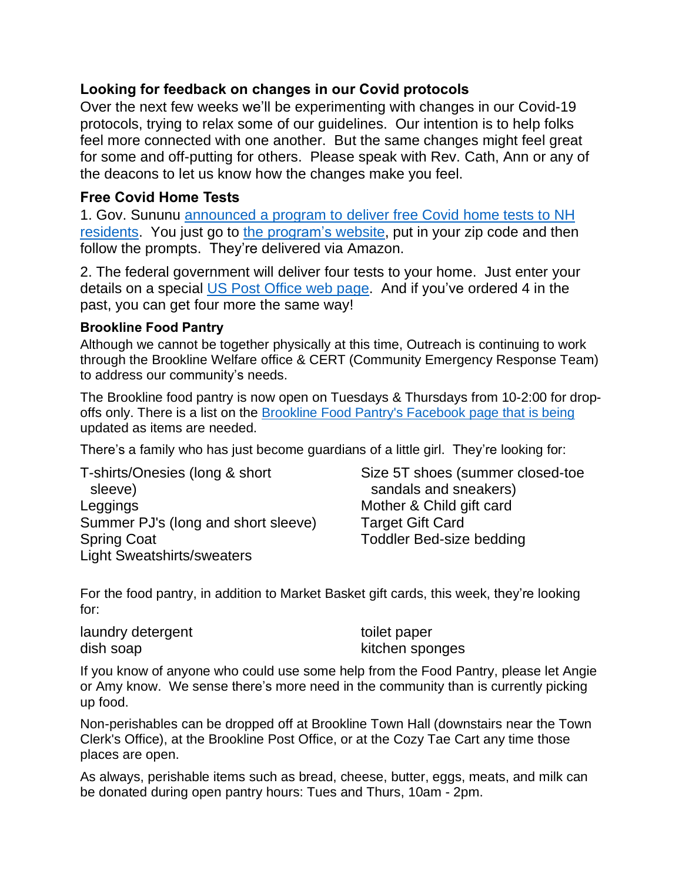## Looking for feedback on changes in our Covid protocols

Over the next few weeks we'll be experimenting with changes in our Covid-19 protocols, trying to relax some of our guidelines. Our intention is to help folks feel more connected with one another. But the same changes might feel great for some and off-putting for others. Please speak with Rev. Cath, Ann or any of the deacons to let us know how the changes make you feel.

## Free Covid Home Tests

1. Gov. Sununu announced a program to deliver free Covid home tests to NH residents. You just go to the program's website, put in your zip code and then follow the prompts. They're delivered via Amazon.

2. The federal government will deliver four tests to your home. Just enter your details on a special US Post Office web page. And if you've ordered 4 in the past, you can get four more the same way!

### Brookline Food Pantry

Although we cannot be together physically at this time, Outreach is continuing to work through the Brookline Welfare office & CERT (Community Emergency Response Team) to address our community's needs.

The Brookline food pantry is now open on Tuesdays & Thursdays from 10-2:00 for drop-offs only. There is a list on the Brookline Food Pantry's Facebook page that is being updated as items are needed.

There's a family who has just become guardians of a little girl. They're looking for:

- T-shirts/Onesies (long & short sleeve)
- Leggings
- Summer PJ's (long and short sleeve)
- Spring Coat
- Light Sweatshirts/sweaters
- Size 5T shoes (summer closed-toe sandals and sneakers)
- Mother & Child gift card
- Target Gift Card
- Toddler Bed-size bedding

For the food pantry, in addition to Market Basket gift cards, this week, they're looking for:

- laundry detergent
- dish soap
- toilet paper
- kitchen sponges

If you know of anyone who could use some help from the Food Pantry, please let Angie or Amy know. We sense there's more need in the community than is currently picking up food.

Non-perishables can be dropped off at Brookline Town Hall (downstairs near the Town Clerk's Office), at the Brookline Post Office, or at the Cozy Tae Cart any time those places are open.

As always, perishable items such as bread, cheese, butter, eggs, meats, and milk can be donated during open pantry hours: Tues and Thurs, 10am - 2pm.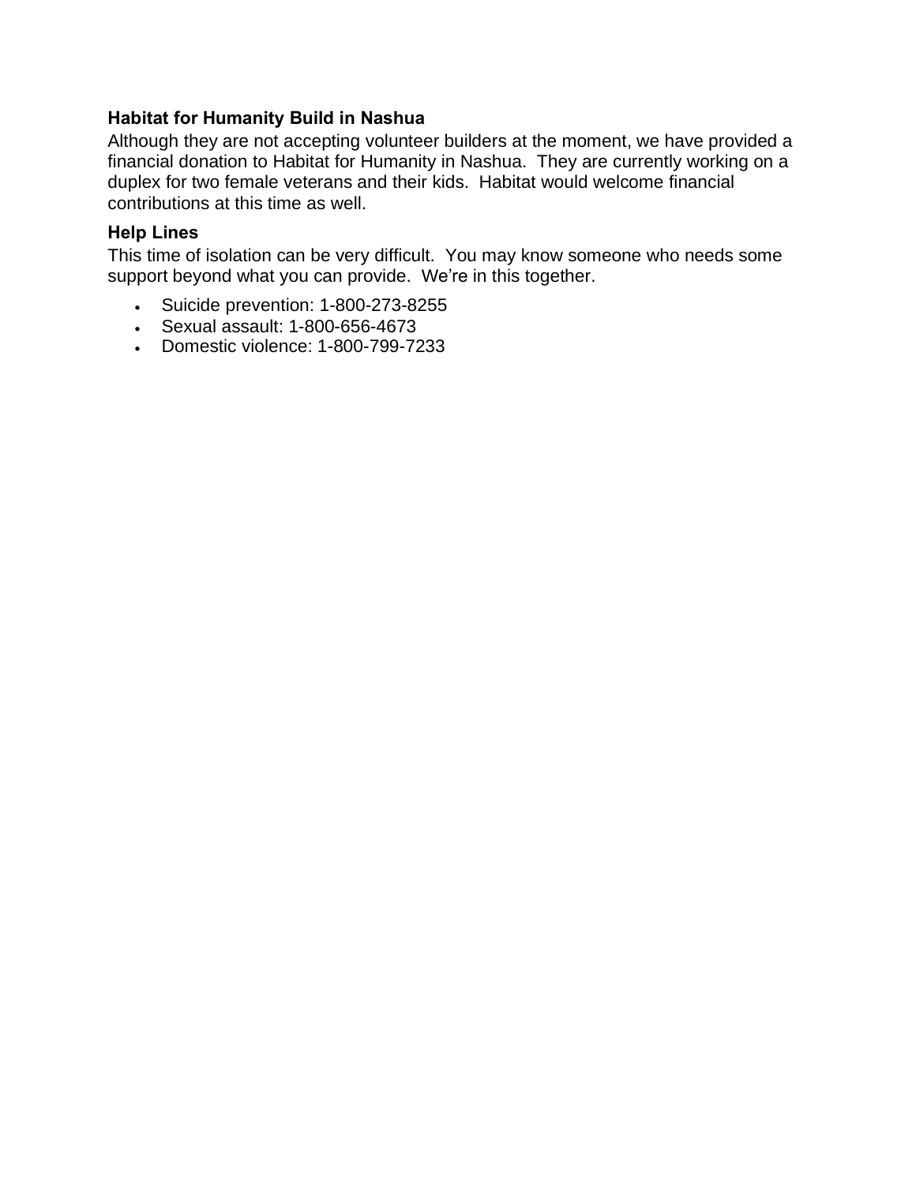### Habitat for Humanity Build in Nashua

Although they are not accepting volunteer builders at the moment, we have provided a financial donation to Habitat for Humanity in Nashua. They are currently working on a duplex for two female veterans and their kids. Habitat would welcome financial contributions at this time as well.

### Help Lines

This time of isolation can be very difficult. You may know someone who needs some support beyond what you can provide. We're in this together.

- Suicide prevention: 1-800-273-8255
- Sexual assault: 1-800-656-4673
- Domestic violence: 1-800-799-7233